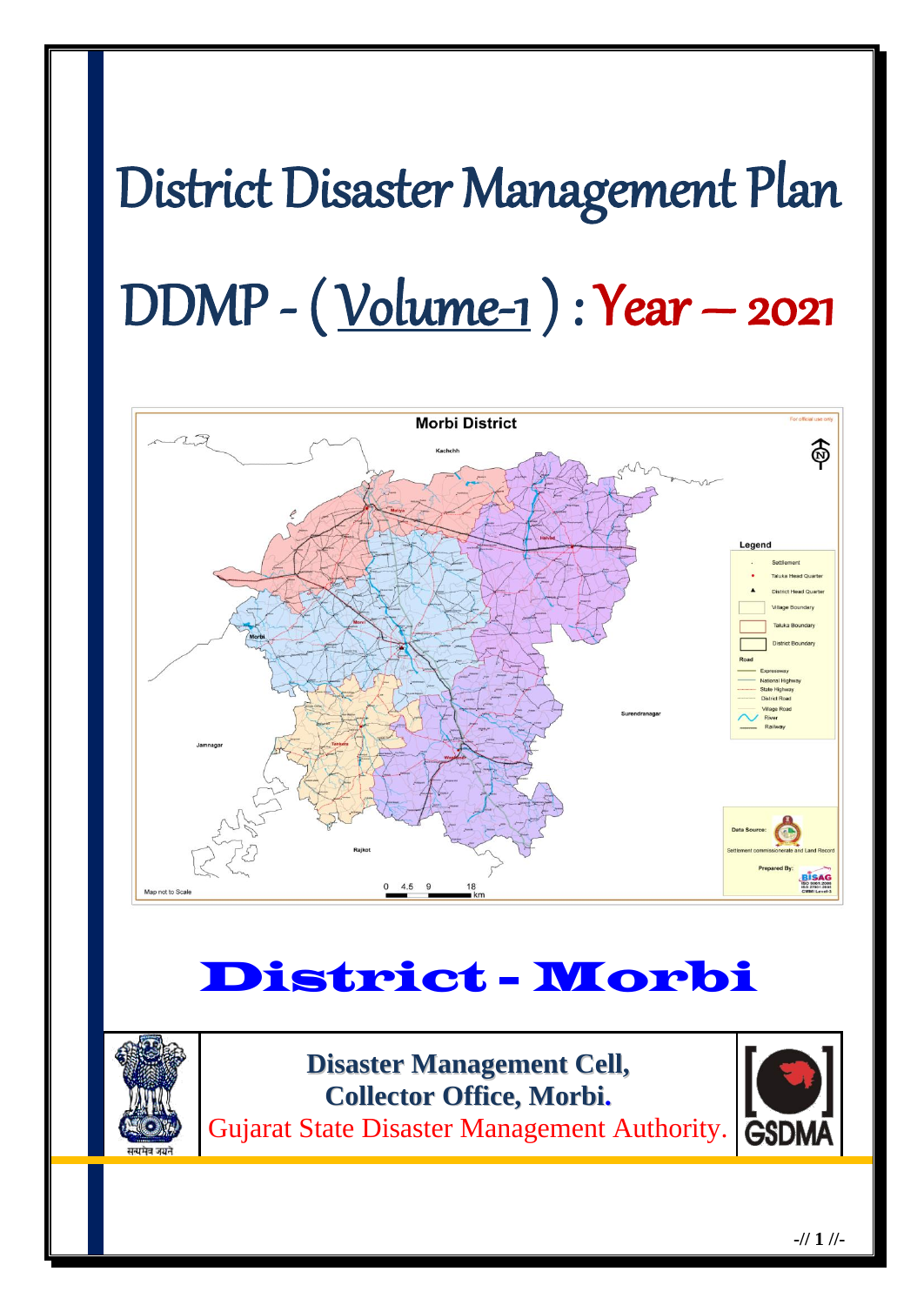# District Disaster Management Plan

# DDMP - ( Volume-1 ) : Year – 2021

# District - Morbi

**Disaster Management Cell,**
**Collector Office, Morbi.**
Gujarat State Disaster Management Authority.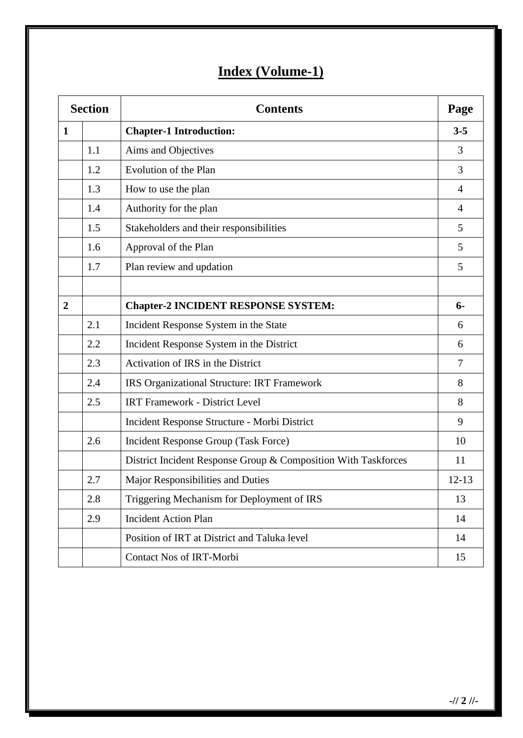# Index (Volume-1)

| Section | | Contents | Page |
|---|---|---|---|
| **1** | | **Chapter-1 Introduction:** | **3-5** |
| | 1.1 | Aims and Objectives | 3 |
| | 1.2 | Evolution of the Plan | 3 |
| | 1.3 | How to use the plan | 4 |
| | 1.4 | Authority for the plan | 4 |
| | 1.5 | Stakeholders and their responsibilities | 5 |
| | 1.6 | Approval of the Plan | 5 |
| | 1.7 | Plan review and updation | 5 |
| | | | |
| **2** | | **Chapter-2 INCIDENT RESPONSE SYSTEM:** | **6-** |
| | 2.1 | Incident Response System in the State | 6 |
| | 2.2 | Incident Response System in the District | 6 |
| | 2.3 | Activation of IRS in the District | 7 |
| | 2.4 | IRS Organizational Structure: IRT Framework | 8 |
| | 2.5 | IRT Framework - District Level | 8 |
| | | Incident Response Structure - Morbi District | 9 |
| | 2.6 | Incident Response Group (Task Force) | 10 |
| | | District Incident Response Group & Composition With Taskforces | 11 |
| | 2.7 | Major Responsibilities and Duties | 12-13 |
| | 2.8 | Triggering Mechanism for Deployment of IRS | 13 |
| | 2.9 | Incident Action Plan | 14 |
| | | Position of IRT at District and Taluka level | 14 |
| | | Contact Nos of IRT-Morbi | 15 |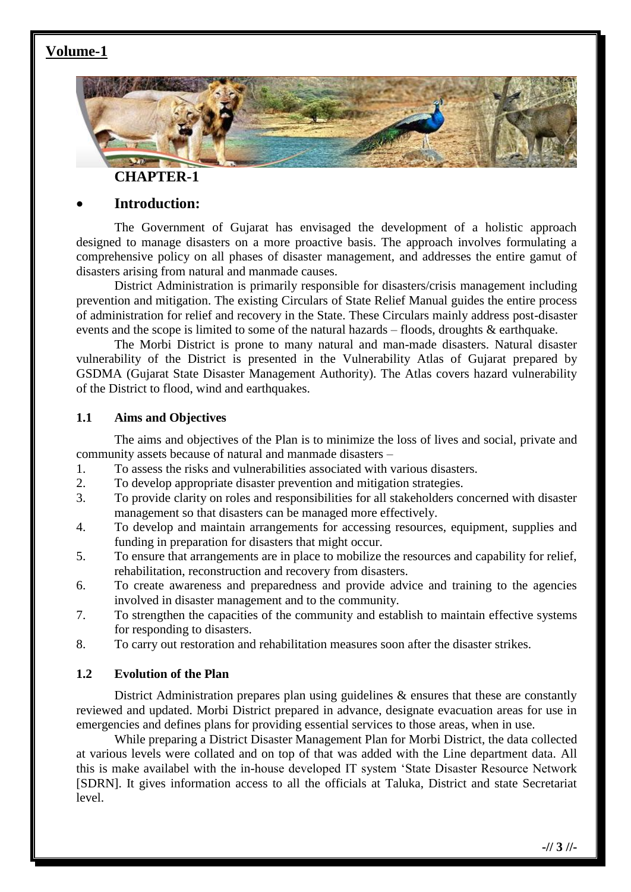# Volume-1

## CHAPTER-1

- **Introduction:**

The Government of Gujarat has envisaged the development of a holistic approach designed to manage disasters on a more proactive basis. The approach involves formulating a comprehensive policy on all phases of disaster management, and addresses the entire gamut of disasters arising from natural and manmade causes.

District Administration is primarily responsible for disasters/crisis management including prevention and mitigation. The existing Circulars of State Relief Manual guides the entire process of administration for relief and recovery in the State. These Circulars mainly address post-disaster events and the scope is limited to some of the natural hazards – floods, droughts & earthquake.

The Morbi District is prone to many natural and man-made disasters. Natural disaster vulnerability of the District is presented in the Vulnerability Atlas of Gujarat prepared by GSDMA (Gujarat State Disaster Management Authority). The Atlas covers hazard vulnerability of the District to flood, wind and earthquakes.

### 1.1 Aims and Objectives

The aims and objectives of the Plan is to minimize the loss of lives and social, private and community assets because of natural and manmade disasters –

1. To assess the risks and vulnerabilities associated with various disasters.
2. To develop appropriate disaster prevention and mitigation strategies.
3. To provide clarity on roles and responsibilities for all stakeholders concerned with disaster management so that disasters can be managed more effectively.
4. To develop and maintain arrangements for accessing resources, equipment, supplies and funding in preparation for disasters that might occur.
5. To ensure that arrangements are in place to mobilize the resources and capability for relief, rehabilitation, reconstruction and recovery from disasters.
6. To create awareness and preparedness and provide advice and training to the agencies involved in disaster management and to the community.
7. To strengthen the capacities of the community and establish to maintain effective systems for responding to disasters.
8. To carry out restoration and rehabilitation measures soon after the disaster strikes.

### 1.2 Evolution of the Plan

District Administration prepares plan using guidelines & ensures that these are constantly reviewed and updated. Morbi District prepared in advance, designate evacuation areas for use in emergencies and defines plans for providing essential services to those areas, when in use.

While preparing a District Disaster Management Plan for Morbi District, the data collected at various levels were collated and on top of that was added with the Line department data. All this is make availabel with the in-house developed IT system 'State Disaster Resource Network [SDRN]. It gives information access to all the officials at Taluka, District and state Secretariat level.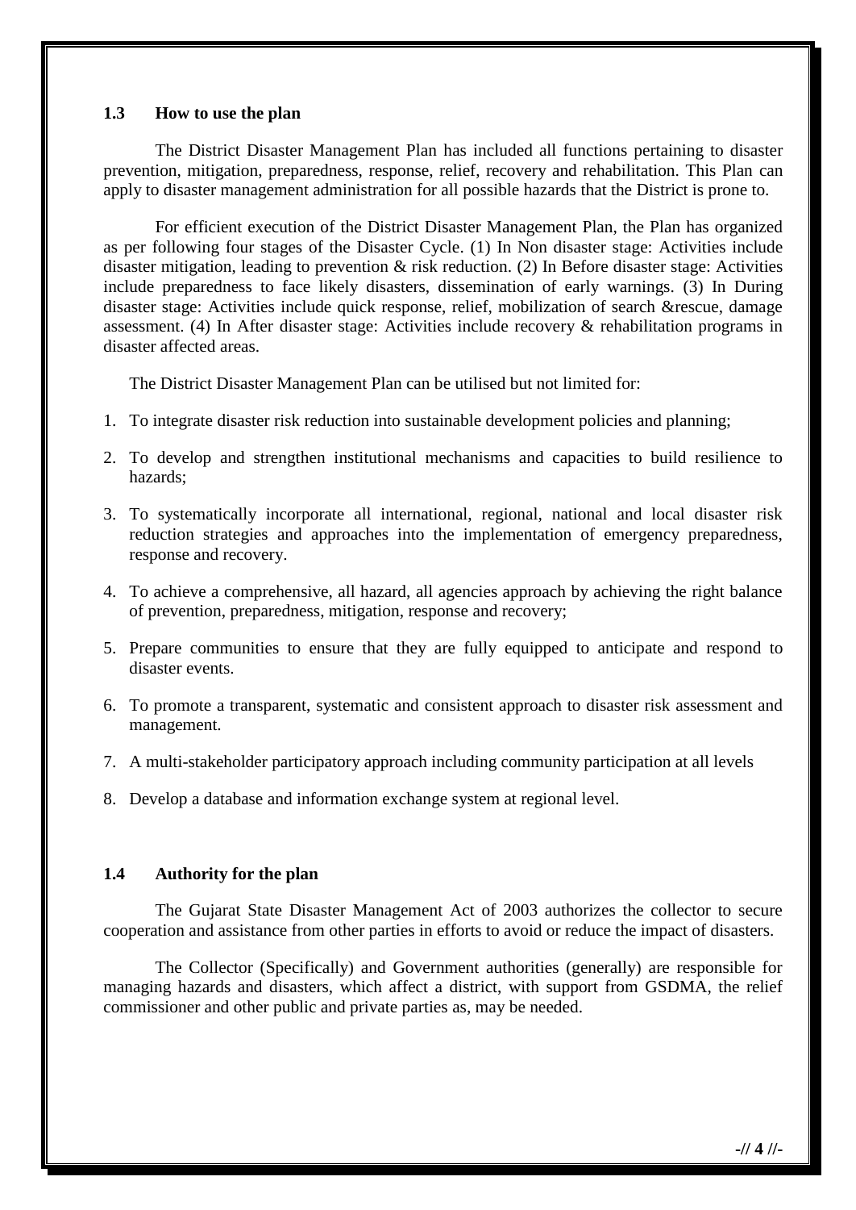### 1.3 How to use the plan

The District Disaster Management Plan has included all functions pertaining to disaster prevention, mitigation, preparedness, response, relief, recovery and rehabilitation. This Plan can apply to disaster management administration for all possible hazards that the District is prone to.

For efficient execution of the District Disaster Management Plan, the Plan has organized as per following four stages of the Disaster Cycle. (1) In Non disaster stage: Activities include disaster mitigation, leading to prevention & risk reduction. (2) In Before disaster stage: Activities include preparedness to face likely disasters, dissemination of early warnings. (3) In During disaster stage: Activities include quick response, relief, mobilization of search &rescue, damage assessment. (4) In After disaster stage: Activities include recovery & rehabilitation programs in disaster affected areas.

The District Disaster Management Plan can be utilised but not limited for:

1. To integrate disaster risk reduction into sustainable development policies and planning;
2. To develop and strengthen institutional mechanisms and capacities to build resilience to hazards;
3. To systematically incorporate all international, regional, national and local disaster risk reduction strategies and approaches into the implementation of emergency preparedness, response and recovery.
4. To achieve a comprehensive, all hazard, all agencies approach by achieving the right balance of prevention, preparedness, mitigation, response and recovery;
5. Prepare communities to ensure that they are fully equipped to anticipate and respond to disaster events.
6. To promote a transparent, systematic and consistent approach to disaster risk assessment and management.
7. A multi-stakeholder participatory approach including community participation at all levels
8. Develop a database and information exchange system at regional level.

### 1.4 Authority for the plan

The Gujarat State Disaster Management Act of 2003 authorizes the collector to secure cooperation and assistance from other parties in efforts to avoid or reduce the impact of disasters.

The Collector (Specifically) and Government authorities (generally) are responsible for managing hazards and disasters, which affect a district, with support from GSDMA, the relief commissioner and other public and private parties as, may be needed.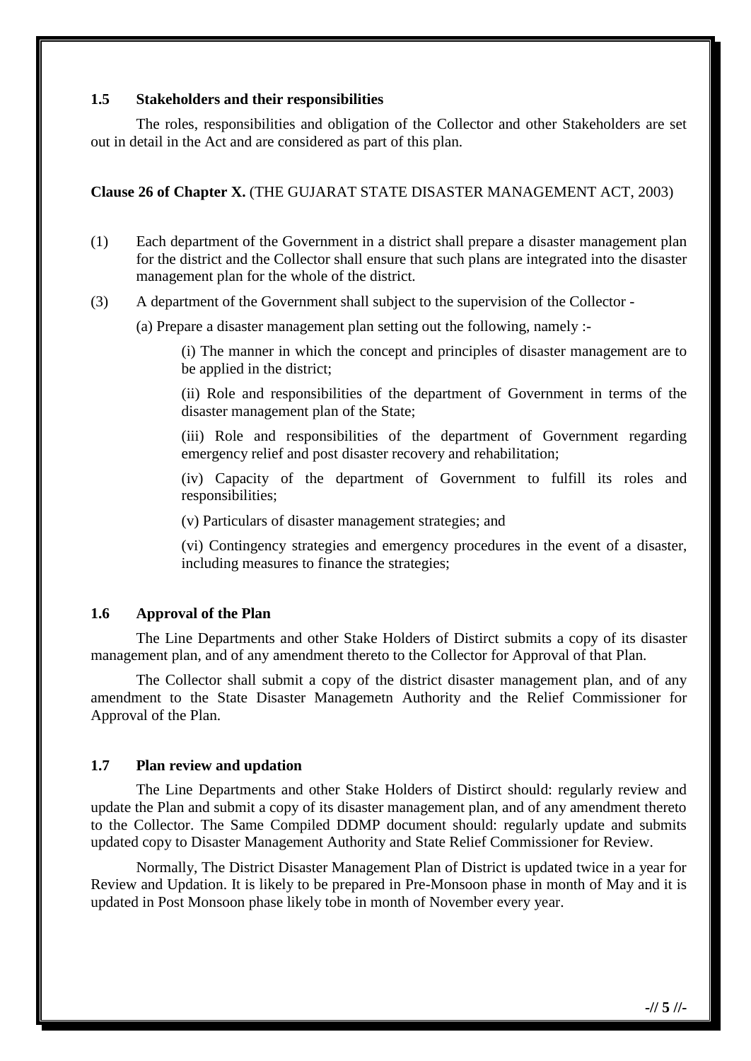## 1.5 Stakeholders and their responsibilities

The roles, responsibilities and obligation of the Collector and other Stakeholders are set out in detail in the Act and are considered as part of this plan.

**Clause 26 of Chapter X.** (THE GUJARAT STATE DISASTER MANAGEMENT ACT, 2003)

(1) Each department of the Government in a district shall prepare a disaster management plan for the district and the Collector shall ensure that such plans are integrated into the disaster management plan for the whole of the district.

(3) A department of the Government shall subject to the supervision of the Collector -

(a) Prepare a disaster management plan setting out the following, namely :-

(i) The manner in which the concept and principles of disaster management are to be applied in the district;

(ii) Role and responsibilities of the department of Government in terms of the disaster management plan of the State;

(iii) Role and responsibilities of the department of Government regarding emergency relief and post disaster recovery and rehabilitation;

(iv) Capacity of the department of Government to fulfill its roles and responsibilities;

(v) Particulars of disaster management strategies; and

(vi) Contingency strategies and emergency procedures in the event of a disaster, including measures to finance the strategies;

## 1.6 Approval of the Plan

The Line Departments and other Stake Holders of Distirct submits a copy of its disaster management plan, and of any amendment thereto to the Collector for Approval of that Plan.

The Collector shall submit a copy of the district disaster management plan, and of any amendment to the State Disaster Managemetn Authority and the Relief Commissioner for Approval of the Plan.

## 1.7 Plan review and updation

The Line Departments and other Stake Holders of Distirct should: regularly review and update the Plan and submit a copy of its disaster management plan, and of any amendment thereto to the Collector. The Same Compiled DDMP document should: regularly update and submits updated copy to Disaster Management Authority and State Relief Commissioner for Review.

Normally, The District Disaster Management Plan of District is updated twice in a year for Review and Updation. It is likely to be prepared in Pre-Monsoon phase in month of May and it is updated in Post Monsoon phase likely tobe in month of November every year.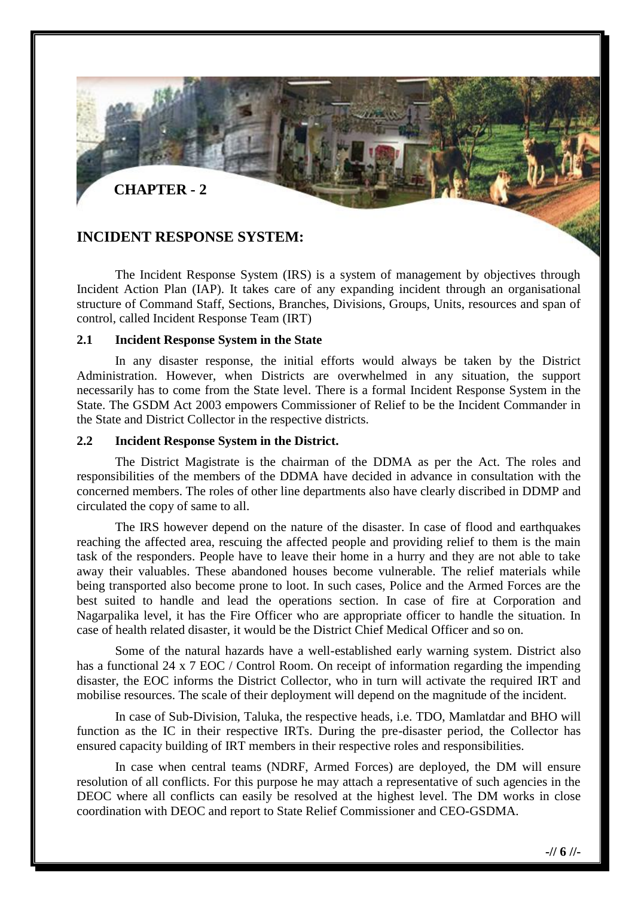# CHAPTER - 2

## INCIDENT RESPONSE SYSTEM:

The Incident Response System (IRS) is a system of management by objectives through Incident Action Plan (IAP). It takes care of any expanding incident through an organisational structure of Command Staff, Sections, Branches, Divisions, Groups, Units, resources and span of control, called Incident Response Team (IRT)

### 2.1 Incident Response System in the State

In any disaster response, the initial efforts would always be taken by the District Administration. However, when Districts are overwhelmed in any situation, the support necessarily has to come from the State level. There is a formal Incident Response System in the State. The GSDM Act 2003 empowers Commissioner of Relief to be the Incident Commander in the State and District Collector in the respective districts.

### 2.2 Incident Response System in the District.

The District Magistrate is the chairman of the DDMA as per the Act. The roles and responsibilities of the members of the DDMA have decided in advance in consultation with the concerned members. The roles of other line departments also have clearly discribed in DDMP and circulated the copy of same to all.

The IRS however depend on the nature of the disaster. In case of flood and earthquakes reaching the affected area, rescuing the affected people and providing relief to them is the main task of the responders. People have to leave their home in a hurry and they are not able to take away their valuables. These abandoned houses become vulnerable. The relief materials while being transported also become prone to loot. In such cases, Police and the Armed Forces are the best suited to handle and lead the operations section. In case of fire at Corporation and Nagarpalika level, it has the Fire Officer who are appropriate officer to handle the situation. In case of health related disaster, it would be the District Chief Medical Officer and so on.

Some of the natural hazards have a well-established early warning system. District also has a functional 24 x 7 EOC / Control Room. On receipt of information regarding the impending disaster, the EOC informs the District Collector, who in turn will activate the required IRT and mobilise resources. The scale of their deployment will depend on the magnitude of the incident.

In case of Sub-Division, Taluka, the respective heads, i.e. TDO, Mamlatdar and BHO will function as the IC in their respective IRTs. During the pre-disaster period, the Collector has ensured capacity building of IRT members in their respective roles and responsibilities.

In case when central teams (NDRF, Armed Forces) are deployed, the DM will ensure resolution of all conflicts. For this purpose he may attach a representative of such agencies in the DEOC where all conflicts can easily be resolved at the highest level. The DM works in close coordination with DEOC and report to State Relief Commissioner and CEO-GSDMA.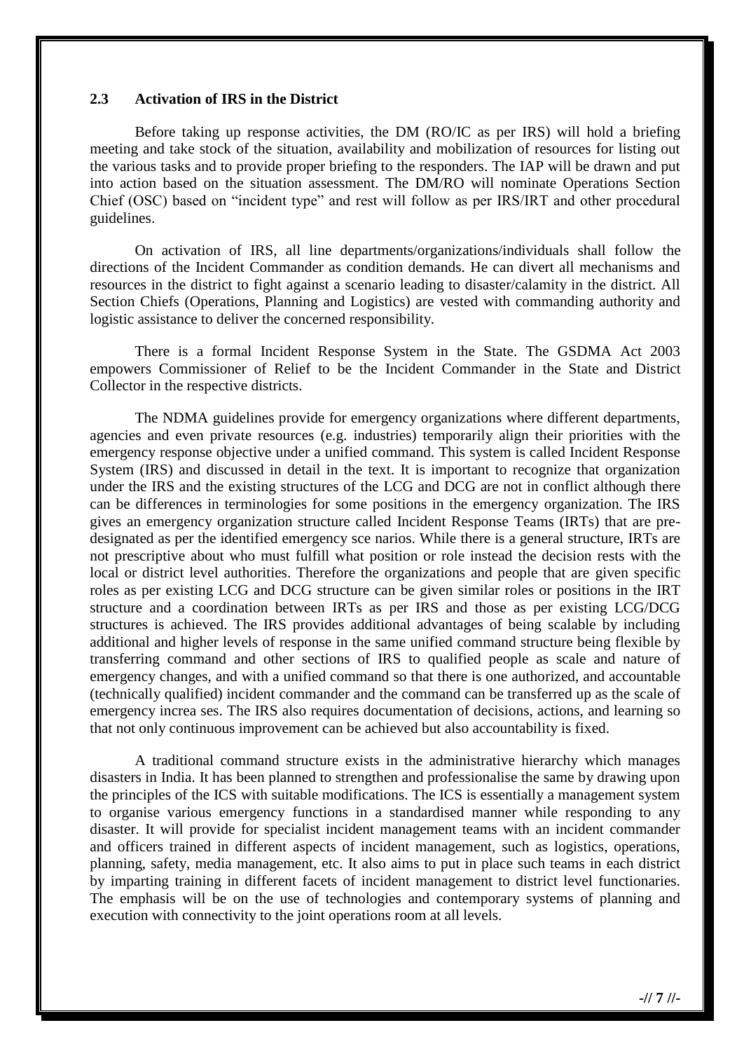### 2.3 Activation of IRS in the District

Before taking up response activities, the DM (RO/IC as per IRS) will hold a briefing meeting and take stock of the situation, availability and mobilization of resources for listing out the various tasks and to provide proper briefing to the responders. The IAP will be drawn and put into action based on the situation assessment. The DM/RO will nominate Operations Section Chief (OSC) based on "incident type" and rest will follow as per IRS/IRT and other procedural guidelines.

On activation of IRS, all line departments/organizations/individuals shall follow the directions of the Incident Commander as condition demands. He can divert all mechanisms and resources in the district to fight against a scenario leading to disaster/calamity in the district. All Section Chiefs (Operations, Planning and Logistics) are vested with commanding authority and logistic assistance to deliver the concerned responsibility.

There is a formal Incident Response System in the State. The GSDMA Act 2003 empowers Commissioner of Relief to be the Incident Commander in the State and District Collector in the respective districts.

The NDMA guidelines provide for emergency organizations where different departments, agencies and even private resources (e.g. industries) temporarily align their priorities with the emergency response objective under a unified command. This system is called Incident Response System (IRS) and discussed in detail in the text. It is important to recognize that organization under the IRS and the existing structures of the LCG and DCG are not in conflict although there can be differences in terminologies for some positions in the emergency organization. The IRS gives an emergency organization structure called Incident Response Teams (IRTs) that are pre-designated as per the identified emergency sce narios. While there is a general structure, IRTs are not prescriptive about who must fulfill what position or role instead the decision rests with the local or district level authorities. Therefore the organizations and people that are given specific roles as per existing LCG and DCG structure can be given similar roles or positions in the IRT structure and a coordination between IRTs as per IRS and those as per existing LCG/DCG structures is achieved. The IRS provides additional advantages of being scalable by including additional and higher levels of response in the same unified command structure being flexible by transferring command and other sections of IRS to qualified people as scale and nature of emergency changes, and with a unified command so that there is one authorized, and accountable (technically qualified) incident commander and the command can be transferred up as the scale of emergency increa ses. The IRS also requires documentation of decisions, actions, and learning so that not only continuous improvement can be achieved but also accountability is fixed.

A traditional command structure exists in the administrative hierarchy which manages disasters in India. It has been planned to strengthen and professionalise the same by drawing upon the principles of the ICS with suitable modifications. The ICS is essentially a management system to organise various emergency functions in a standardised manner while responding to any disaster. It will provide for specialist incident management teams with an incident commander and officers trained in different aspects of incident management, such as logistics, operations, planning, safety, media management, etc. It also aims to put in place such teams in each district by imparting training in different facets of incident management to district level functionaries. The emphasis will be on the use of technologies and contemporary systems of planning and execution with connectivity to the joint operations room at all levels.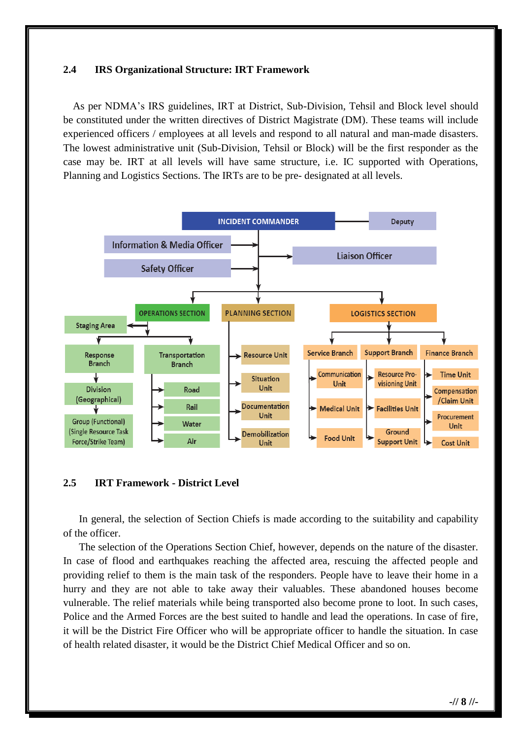## 2.4 IRS Organizational Structure: IRT Framework

As per NDMA's IRS guidelines, IRT at District, Sub-Division, Tehsil and Block level should be constituted under the written directives of District Magistrate (DM). These teams will include experienced officers / employees at all levels and respond to all natural and man-made disasters. The lowest administrative unit (Sub-Division, Tehsil or Block) will be the first responder as the case may be. IRT at all levels will have same structure, i.e. IC supported with Operations, Planning and Logistics Sections. The IRTs are to be pre- designated at all levels.

- INCIDENT COMMANDER — Deputy
  - Information & Media Officer
  - Safety Officer
  - Liaison Officer
  - OPERATIONS SECTION
    - Staging Area
    - Response Branch
      - Division (Geographical)
        - Group (Functional) (Single Resource Task Force/Strike Team)
    - Transportation Branch
      - Road
      - Rail
      - Water
      - Air
  - PLANNING SECTION
    - Resource Unit
    - Situation Unit
    - Documentation Unit
    - Demobilization Unit
  - LOGISTICS SECTION
    - Service Branch
      - Communication Unit
      - Medical Unit
      - Food Unit
    - Support Branch
      - Resource Pro-visioning Unit
      - Facilities Unit
      - Ground Support Unit
    - Finance Branch
      - Time Unit
      - Compensation /Claim Unit
      - Procurement Unit
      - Cost Unit

## 2.5 IRT Framework - District Level

In general, the selection of Section Chiefs is made according to the suitability and capability of the officer.

The selection of the Operations Section Chief, however, depends on the nature of the disaster. In case of flood and earthquakes reaching the affected area, rescuing the affected people and providing relief to them is the main task of the responders. People have to leave their home in a hurry and they are not able to take away their valuables. These abandoned houses become vulnerable. The relief materials while being transported also become prone to loot. In such cases, Police and the Armed Forces are the best suited to handle and lead the operations. In case of fire, it will be the District Fire Officer who will be appropriate officer to handle the situation. In case of health related disaster, it would be the District Chief Medical Officer and so on.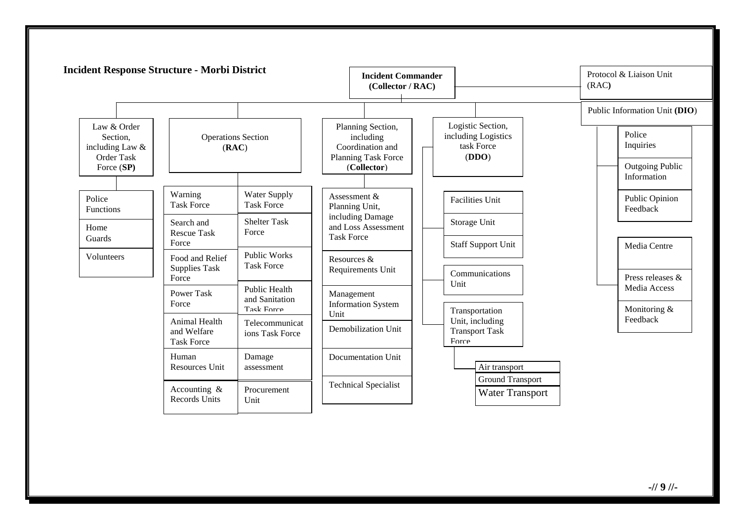## Incident Response Structure - Morbi District

**Incident Commander (Collector / RAC)**

- Protocol & Liaison Unit (RAC)
- Public Information Unit (**DIO**)
  - Police Inquiries
  - Outgoing Public Information
  - Public Opinion Feedback
  - Media Centre
  - Press releases & Media Access
  - Monitoring & Feedback

### Law & Order Section, including Law & Order Task Force (**SP**)

- Police Functions
- Home Guards
- Volunteers

### Operations Section (**RAC**)

- Warning Task Force
- Search and Rescue Task Force
- Food and Relief Supplies Task Force
- Power Task Force
- Animal Health and Welfare Task Force
- Human Resources Unit
- Accounting & Records Units
- Water Supply Task Force
- Shelter Task Force
- Public Works Task Force
- Public Health and Sanitation Task Force
- Telecommunications Task Force
- Damage assessment
- Procurement Unit

### Planning Section, including Coordination and Planning Task Force (**Collector**)

- Assessment & Planning Unit, including Damage and Loss Assessment Task Force
- Resources & Requirements Unit
- Management Information System Unit
- Demobilization Unit
- Documentation Unit
- Technical Specialist

### Logistic Section, including Logistics task Force (**DDO**)

- Facilities Unit
- Storage Unit
- Staff Support Unit
- Communications Unit
- Transportation Unit, including Transport Task Force
  - Air transport
  - Ground Transport
  - Water Transport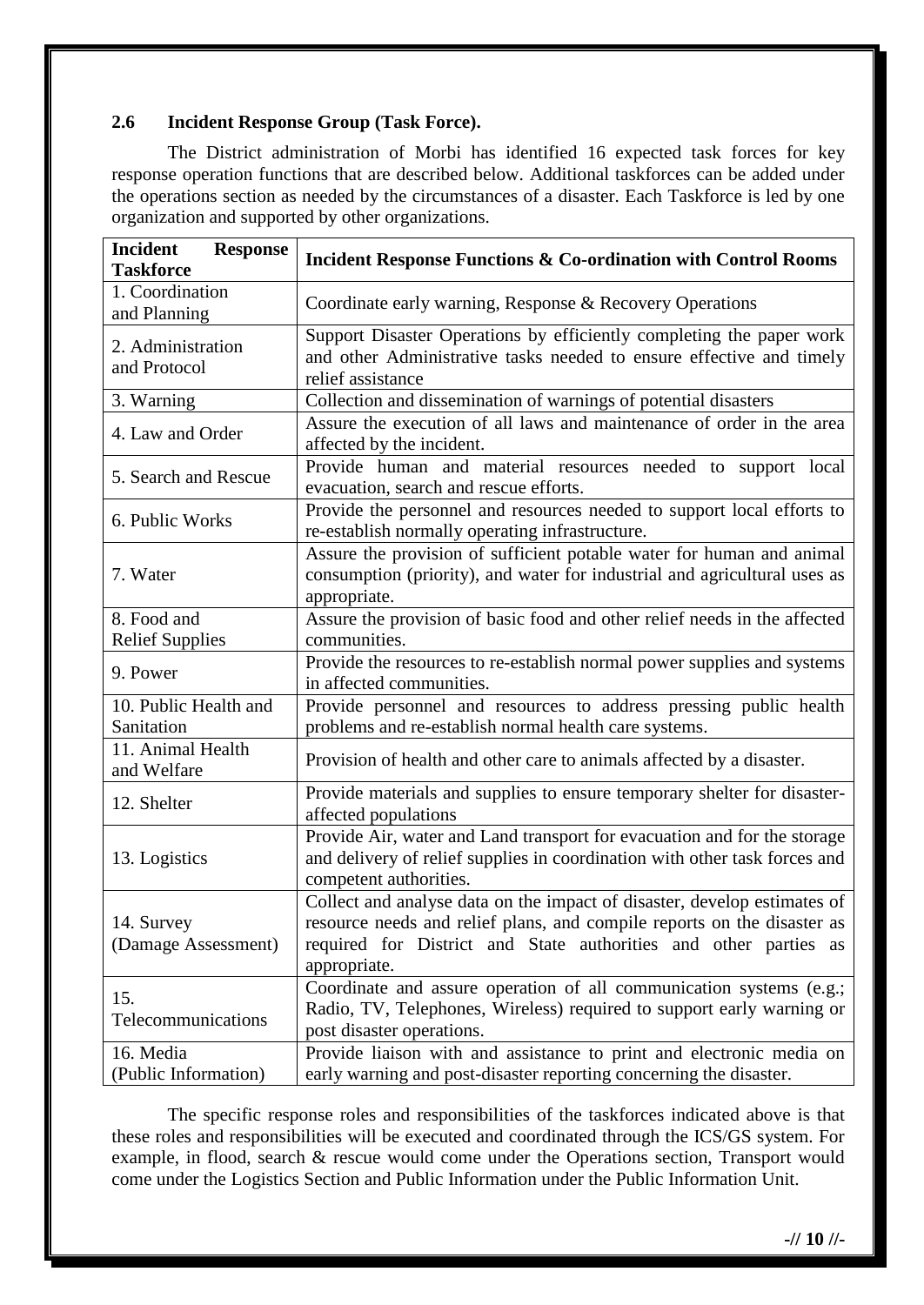## 2.6 Incident Response Group (Task Force).

The District administration of Morbi has identified 16 expected task forces for key response operation functions that are described below. Additional taskforces can be added under the operations section as needed by the circumstances of a disaster. Each Taskforce is led by one organization and supported by other organizations.

| **Incident Response Taskforce** | **Incident Response Functions & Co-ordination with Control Rooms** |
|---|---|
| 1. Coordination and Planning | Coordinate early warning, Response & Recovery Operations |
| 2. Administration and Protocol | Support Disaster Operations by efficiently completing the paper work and other Administrative tasks needed to ensure effective and timely relief assistance |
| 3. Warning | Collection and dissemination of warnings of potential disasters |
| 4. Law and Order | Assure the execution of all laws and maintenance of order in the area affected by the incident. |
| 5. Search and Rescue | Provide human and material resources needed to support local evacuation, search and rescue efforts. |
| 6. Public Works | Provide the personnel and resources needed to support local efforts to re-establish normally operating infrastructure. |
| 7. Water | Assure the provision of sufficient potable water for human and animal consumption (priority), and water for industrial and agricultural uses as appropriate. |
| 8. Food and Relief Supplies | Assure the provision of basic food and other relief needs in the affected communities. |
| 9. Power | Provide the resources to re-establish normal power supplies and systems in affected communities. |
| 10. Public Health and Sanitation | Provide personnel and resources to address pressing public health problems and re-establish normal health care systems. |
| 11. Animal Health and Welfare | Provision of health and other care to animals affected by a disaster. |
| 12. Shelter | Provide materials and supplies to ensure temporary shelter for disaster-affected populations |
| 13. Logistics | Provide Air, water and Land transport for evacuation and for the storage and delivery of relief supplies in coordination with other task forces and competent authorities. |
| 14. Survey (Damage Assessment) | Collect and analyse data on the impact of disaster, develop estimates of resource needs and relief plans, and compile reports on the disaster as required for District and State authorities and other parties as appropriate. |
| 15. Telecommunications | Coordinate and assure operation of all communication systems (e.g.; Radio, TV, Telephones, Wireless) required to support early warning or post disaster operations. |
| 16. Media (Public Information) | Provide liaison with and assistance to print and electronic media on early warning and post-disaster reporting concerning the disaster. |

The specific response roles and responsibilities of the taskforces indicated above is that these roles and responsibilities will be executed and coordinated through the ICS/GS system. For example, in flood, search & rescue would come under the Operations section, Transport would come under the Logistics Section and Public Information under the Public Information Unit.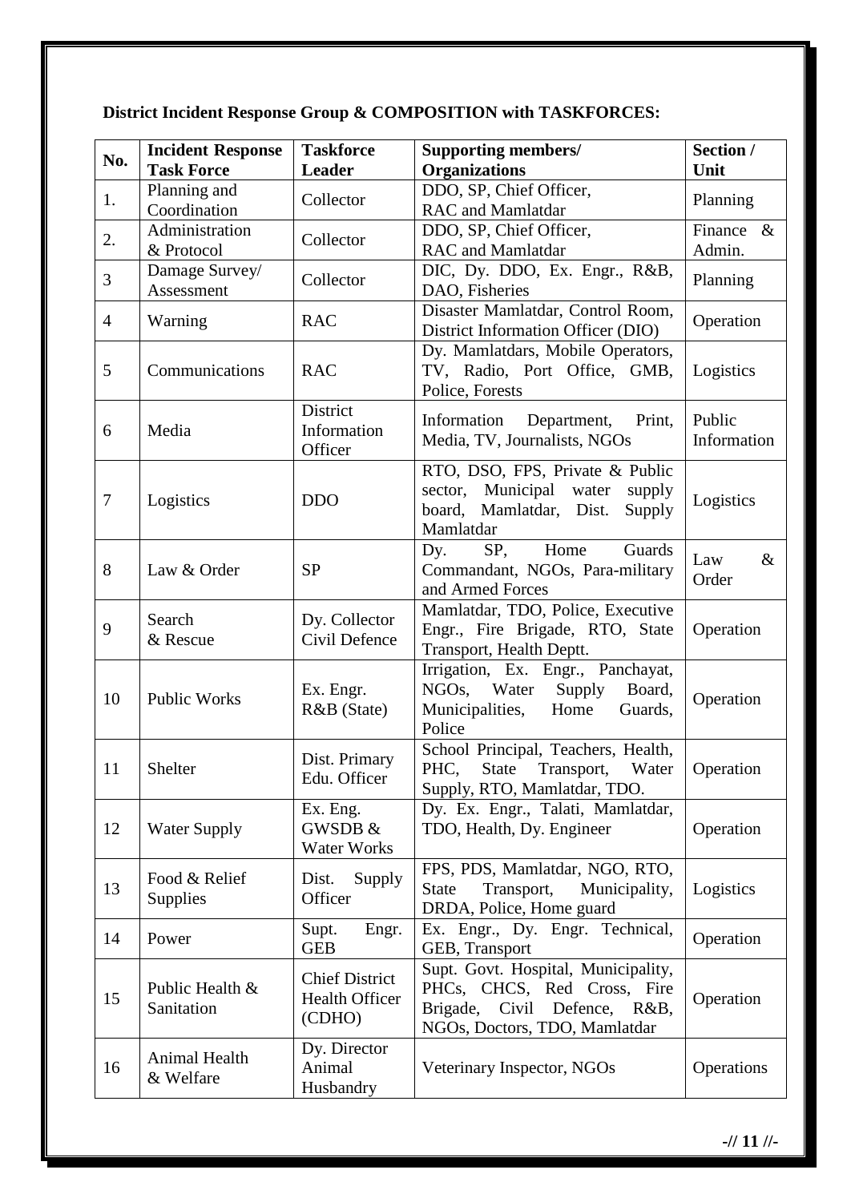**District Incident Response Group & COMPOSITION with TASKFORCES:**

| No. | Incident Response Task Force | Taskforce Leader | Supporting members/ Organizations | Section / Unit |
|---|---|---|---|---|
| 1. | Planning and Coordination | Collector | DDO, SP, Chief Officer, RAC and Mamlatdar | Planning |
| 2. | Administration & Protocol | Collector | DDO, SP, Chief Officer, RAC and Mamlatdar | Finance & Admin. |
| 3 | Damage Survey/ Assessment | Collector | DIC, Dy. DDO, Ex. Engr., R&B, DAO, Fisheries | Planning |
| 4 | Warning | RAC | Disaster Mamlatdar, Control Room, District Information Officer (DIO) | Operation |
| 5 | Communications | RAC | Dy. Mamlatdars, Mobile Operators, TV, Radio, Port Office, GMB, Police, Forests | Logistics |
| 6 | Media | District Information Officer | Information Department, Print, Media, TV, Journalists, NGOs | Public Information |
| 7 | Logistics | DDO | RTO, DSO, FPS, Private & Public sector, Municipal water supply board, Mamlatdar, Dist. Supply Mamlatdar | Logistics |
| 8 | Law & Order | SP | Dy. SP, Home Guards Commandant, NGOs, Para-military and Armed Forces | Law & Order |
| 9 | Search & Rescue | Dy. Collector Civil Defence | Mamlatdar, TDO, Police, Executive Engr., Fire Brigade, RTO, State Transport, Health Deptt. | Operation |
| 10 | Public Works | Ex. Engr. R&B (State) | Irrigation, Ex. Engr., Panchayat, NGOs, Water Supply Board, Municipalities, Home Guards, Police | Operation |
| 11 | Shelter | Dist. Primary Edu. Officer | School Principal, Teachers, Health, PHC, State Transport, Water Supply, RTO, Mamlatdar, TDO. | Operation |
| 12 | Water Supply | Ex. Eng. GWSDB & Water Works | Dy. Ex. Engr., Talati, Mamlatdar, TDO, Health, Dy. Engineer | Operation |
| 13 | Food & Relief Supplies | Dist. Supply Officer | FPS, PDS, Mamlatdar, NGO, RTO, State Transport, Municipality, DRDA, Police, Home guard | Logistics |
| 14 | Power | Supt. Engr. GEB | Ex. Engr., Dy. Engr. Technical, GEB, Transport | Operation |
| 15 | Public Health & Sanitation | Chief District Health Officer (CDHO) | Supt. Govt. Hospital, Municipality, PHCs, CHCS, Red Cross, Fire Brigade, Civil Defence, R&B, NGOs, Doctors, TDO, Mamlatdar | Operation |
| 16 | Animal Health & Welfare | Dy. Director Animal Husbandry | Veterinary Inspector, NGOs | Operations |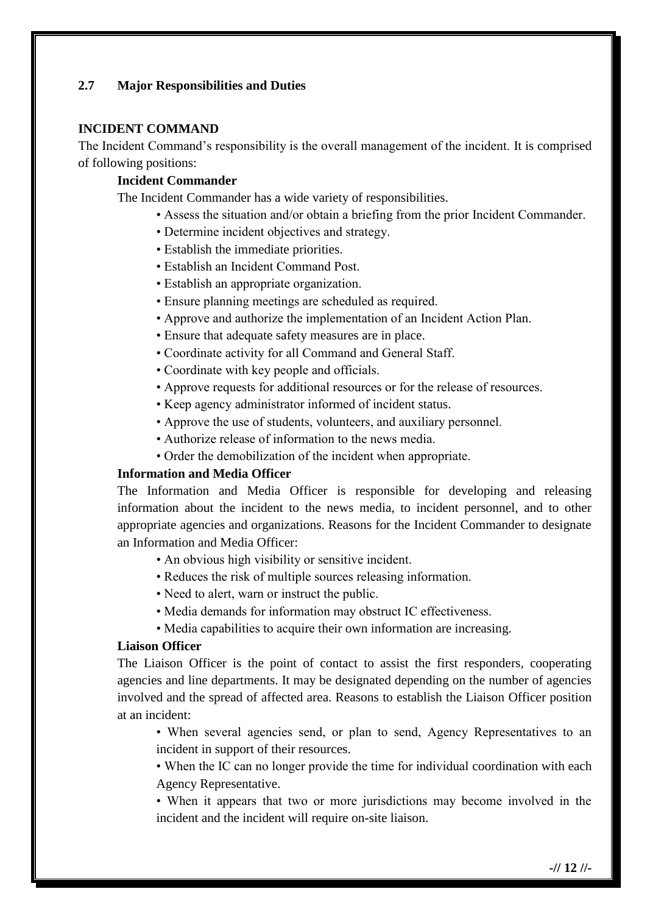## 2.7 Major Responsibilities and Duties

### INCIDENT COMMAND

The Incident Command's responsibility is the overall management of the incident. It is comprised of following positions:

**Incident Commander**

The Incident Commander has a wide variety of responsibilities.

- Assess the situation and/or obtain a briefing from the prior Incident Commander.
- Determine incident objectives and strategy.
- Establish the immediate priorities.
- Establish an Incident Command Post.
- Establish an appropriate organization.
- Ensure planning meetings are scheduled as required.
- Approve and authorize the implementation of an Incident Action Plan.
- Ensure that adequate safety measures are in place.
- Coordinate activity for all Command and General Staff.
- Coordinate with key people and officials.
- Approve requests for additional resources or for the release of resources.
- Keep agency administrator informed of incident status.
- Approve the use of students, volunteers, and auxiliary personnel.
- Authorize release of information to the news media.
- Order the demobilization of the incident when appropriate.

**Information and Media Officer**

The Information and Media Officer is responsible for developing and releasing information about the incident to the news media, to incident personnel, and to other appropriate agencies and organizations. Reasons for the Incident Commander to designate an Information and Media Officer:

- An obvious high visibility or sensitive incident.
- Reduces the risk of multiple sources releasing information.
- Need to alert, warn or instruct the public.
- Media demands for information may obstruct IC effectiveness.
- Media capabilities to acquire their own information are increasing.

**Liaison Officer**

The Liaison Officer is the point of contact to assist the first responders, cooperating agencies and line departments. It may be designated depending on the number of agencies involved and the spread of affected area. Reasons to establish the Liaison Officer position at an incident:

- When several agencies send, or plan to send, Agency Representatives to an incident in support of their resources.
- When the IC can no longer provide the time for individual coordination with each Agency Representative.
- When it appears that two or more jurisdictions may become involved in the incident and the incident will require on-site liaison.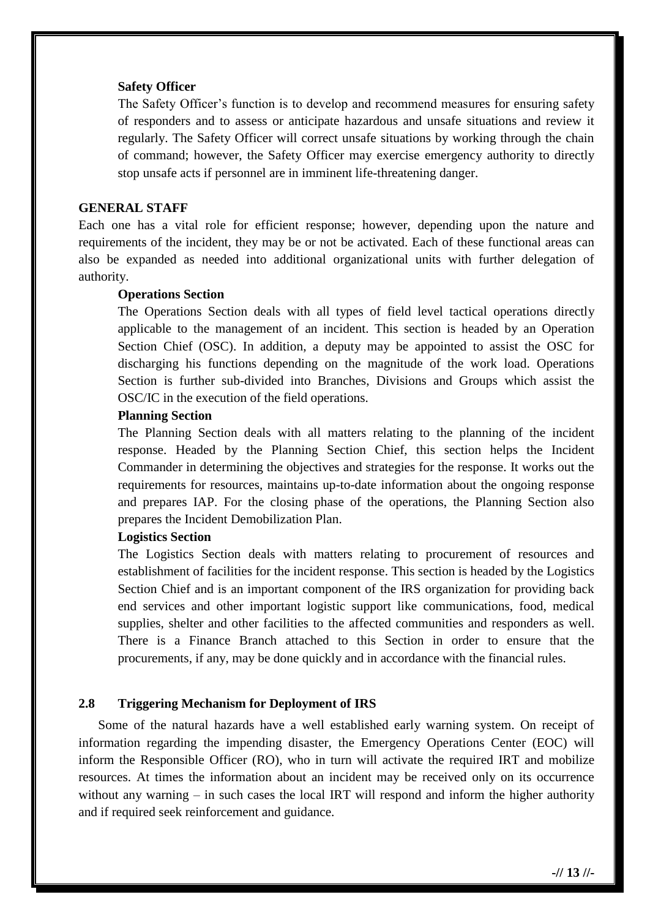**Safety Officer**

The Safety Officer's function is to develop and recommend measures for ensuring safety of responders and to assess or anticipate hazardous and unsafe situations and review it regularly. The Safety Officer will correct unsafe situations by working through the chain of command; however, the Safety Officer may exercise emergency authority to directly stop unsafe acts if personnel are in imminent life-threatening danger.

**GENERAL STAFF**

Each one has a vital role for efficient response; however, depending upon the nature and requirements of the incident, they may be or not be activated. Each of these functional areas can also be expanded as needed into additional organizational units with further delegation of authority.

**Operations Section**

The Operations Section deals with all types of field level tactical operations directly applicable to the management of an incident. This section is headed by an Operation Section Chief (OSC). In addition, a deputy may be appointed to assist the OSC for discharging his functions depending on the magnitude of the work load. Operations Section is further sub-divided into Branches, Divisions and Groups which assist the OSC/IC in the execution of the field operations.

**Planning Section**

The Planning Section deals with all matters relating to the planning of the incident response. Headed by the Planning Section Chief, this section helps the Incident Commander in determining the objectives and strategies for the response. It works out the requirements for resources, maintains up-to-date information about the ongoing response and prepares IAP. For the closing phase of the operations, the Planning Section also prepares the Incident Demobilization Plan.

**Logistics Section**

The Logistics Section deals with matters relating to procurement of resources and establishment of facilities for the incident response. This section is headed by the Logistics Section Chief and is an important component of the IRS organization for providing back end services and other important logistic support like communications, food, medical supplies, shelter and other facilities to the affected communities and responders as well. There is a Finance Branch attached to this Section in order to ensure that the procurements, if any, may be done quickly and in accordance with the financial rules.

## 2.8 Triggering Mechanism for Deployment of IRS

Some of the natural hazards have a well established early warning system. On receipt of information regarding the impending disaster, the Emergency Operations Center (EOC) will inform the Responsible Officer (RO), who in turn will activate the required IRT and mobilize resources. At times the information about an incident may be received only on its occurrence without any warning – in such cases the local IRT will respond and inform the higher authority and if required seek reinforcement and guidance.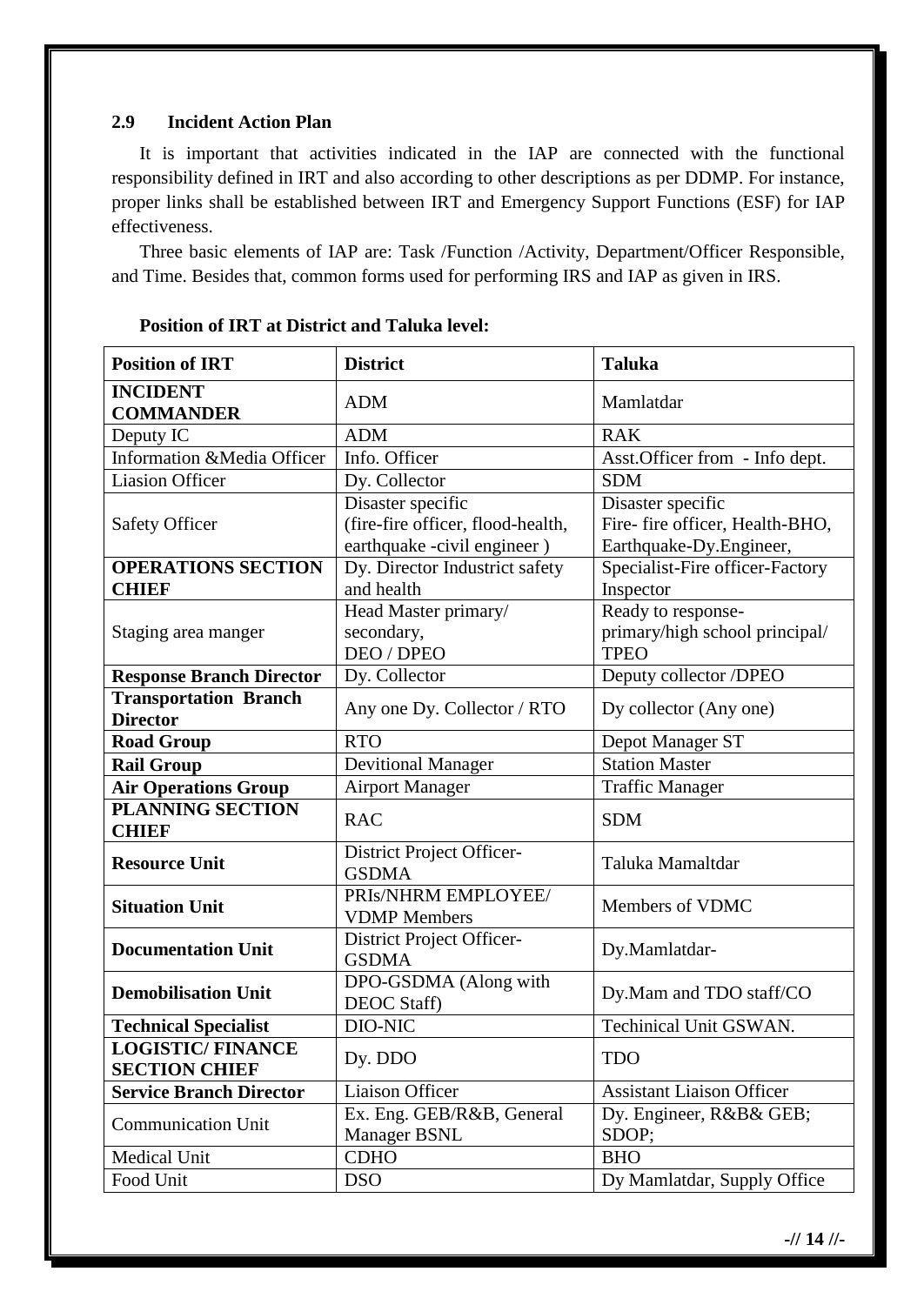## 2.9 Incident Action Plan

It is important that activities indicated in the IAP are connected with the functional responsibility defined in IRT and also according to other descriptions as per DDMP. For instance, proper links shall be established between IRT and Emergency Support Functions (ESF) for IAP effectiveness.

Three basic elements of IAP are: Task /Function /Activity, Department/Officer Responsible, and Time. Besides that, common forms used for performing IRS and IAP as given in IRS.

**Position of IRT at District and Taluka level:**

| **Position of IRT** | **District** | **Taluka** |
|---|---|---|
| **INCIDENT COMMANDER** | ADM | Mamlatdar |
| Deputy IC | ADM | RAK |
| Information &Media Officer | Info. Officer | Asst.Officer from - Info dept. |
| Liasion Officer | Dy. Collector | SDM |
| Safety Officer | Disaster specific (fire-fire officer, flood-health, earthquake -civil engineer ) | Disaster specific Fire- fire officer, Health-BHO, Earthquake-Dy.Engineer, |
| **OPERATIONS SECTION CHIEF** | Dy. Director Industrict safety and health | Specialist-Fire officer-Factory Inspector |
| Staging area manger | Head Master primary/ secondary, DEO / DPEO | Ready to response- primary/high school principal/ TPEO |
| **Response Branch Director** | Dy. Collector | Deputy collector /DPEO |
| **Transportation Branch Director** | Any one Dy. Collector / RTO | Dy collector (Any one) |
| **Road Group** | RTO | Depot Manager ST |
| **Rail Group** | Devitional Manager | Station Master |
| **Air Operations Group** | Airport Manager | Traffic Manager |
| **PLANNING SECTION CHIEF** | RAC | SDM |
| **Resource Unit** | District Project Officer-GSDMA | Taluka Mamaltdar |
| **Situation Unit** | PRIs/NHRM EMPLOYEE/ VDMP Members | Members of VDMC |
| **Documentation Unit** | District Project Officer-GSDMA | Dy.Mamlatdar- |
| **Demobilisation Unit** | DPO-GSDMA (Along with DEOC Staff) | Dy.Mam and TDO staff/CO |
| **Technical Specialist** | DIO-NIC | Techinical Unit GSWAN. |
| **LOGISTIC/ FINANCE SECTION CHIEF** | Dy. DDO | TDO |
| **Service Branch Director** | Liaison Officer | Assistant Liaison Officer |
| Communication Unit | Ex. Eng. GEB/R&B, General Manager BSNL | Dy. Engineer, R&B& GEB; SDOP; |
| Medical Unit | CDHO | BHO |
| Food Unit | DSO | Dy Mamlatdar, Supply Office |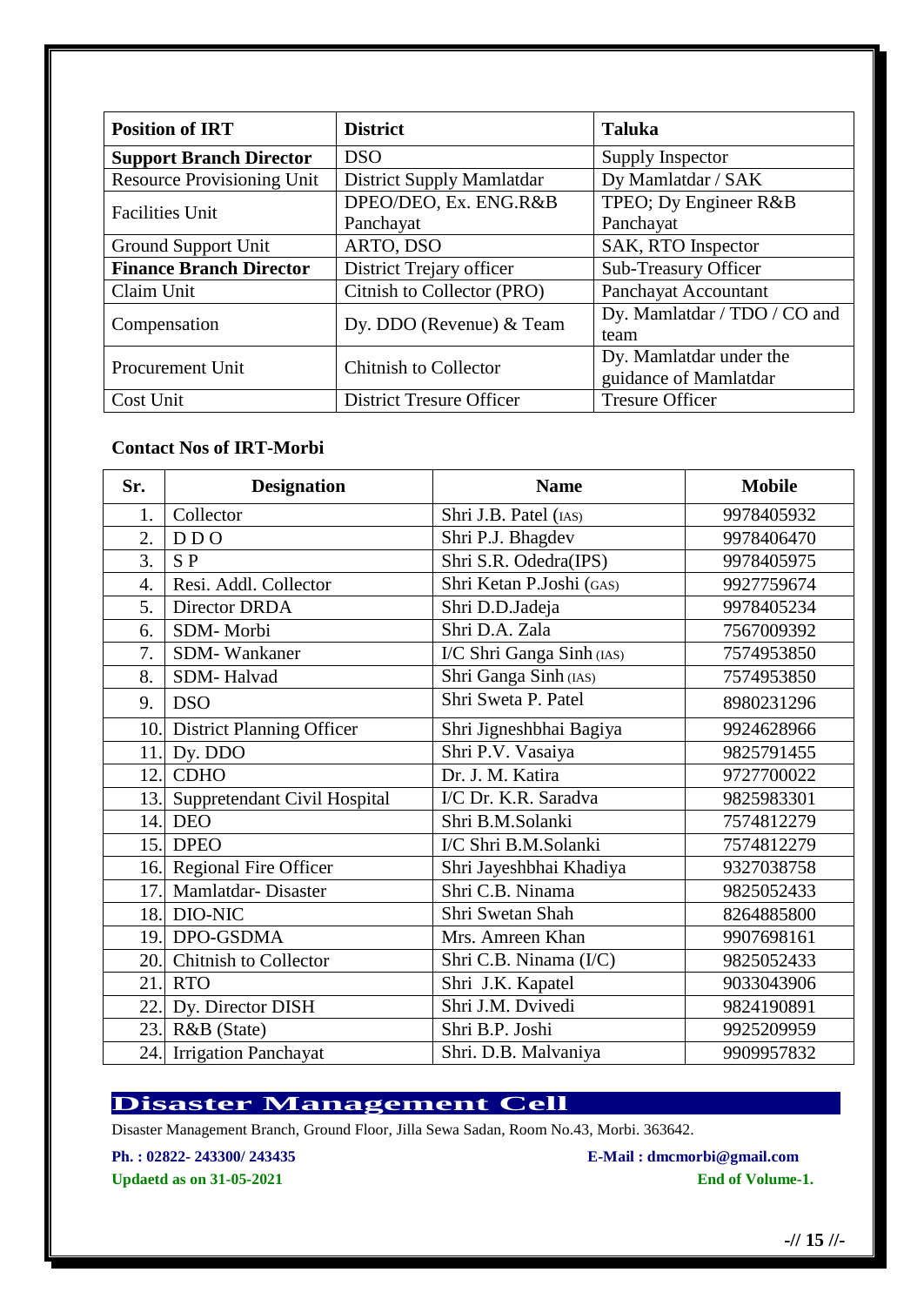| Position of IRT | District | Taluka |
|---|---|---|
| **Support Branch Director** | DSO | Supply Inspector |
| Resource Provisioning Unit | District Supply Mamlatdar | Dy Mamlatdar / SAK |
| Facilities Unit | DPEO/DEO, Ex. ENG.R&B Panchayat | TPEO; Dy Engineer R&B Panchayat |
| Ground Support Unit | ARTO, DSO | SAK, RTO Inspector |
| **Finance Branch Director** | District Trejary officer | Sub-Treasury Officer |
| Claim Unit | Citnish to Collector (PRO) | Panchayat Accountant |
| Compensation | Dy. DDO (Revenue) & Team | Dy. Mamlatdar / TDO / CO and team |
| Procurement Unit | Chitnish to Collector | Dy. Mamlatdar under the guidance of Mamlatdar |
| Cost Unit | District Tresure Officer | Tresure Officer |

**Contact Nos of IRT-Morbi**

| Sr. | Designation | Name | Mobile |
|---|---|---|---|
| 1. | Collector | Shri J.B. Patel (IAS) | 9978405932 |
| 2. | D D O | Shri P.J. Bhagdev | 9978406470 |
| 3. | S P | Shri S.R. Odedra(IPS) | 9978405975 |
| 4. | Resi. Addl. Collector | Shri Ketan P.Joshi (GAS) | 9927759674 |
| 5. | Director DRDA | Shri D.D.Jadeja | 9978405234 |
| 6. | SDM- Morbi | Shri D.A. Zala | 7567009392 |
| 7. | SDM- Wankaner | I/C Shri Ganga Sinh (IAS) | 7574953850 |
| 8. | SDM- Halvad | Shri Ganga Sinh (IAS) | 7574953850 |
| 9. | DSO | Shri Sweta P. Patel | 8980231296 |
| 10. | District Planning Officer | Shri Jigneshbhai Bagiya | 9924628966 |
| 11. | Dy. DDO | Shri P.V. Vasaiya | 9825791455 |
| 12. | CDHO | Dr. J. M. Katira | 9727700022 |
| 13. | Suppretendant Civil Hospital | I/C Dr. K.R. Saradva | 9825983301 |
| 14. | DEO | Shri B.M.Solanki | 7574812279 |
| 15. | DPEO | I/C Shri B.M.Solanki | 7574812279 |
| 16. | Regional Fire Officer | Shri Jayeshbhai Khadiya | 9327038758 |
| 17. | Mamlatdar- Disaster | Shri C.B. Ninama | 9825052433 |
| 18. | DIO-NIC | Shri Swetan Shah | 8264885800 |
| 19. | DPO-GSDMA | Mrs. Amreen Khan | 9907698161 |
| 20. | Chitnish to Collector | Shri C.B. Ninama (I/C) | 9825052433 |
| 21. | RTO | Shri J.K. Kapatel | 9033043906 |
| 22. | Dy. Director DISH | Shri J.M. Dvivedi | 9824190891 |
| 23. | R&B (State) | Shri B.P. Joshi | 9925209959 |
| 24. | Irrigation Panchayat | Shri. D.B. Malvaniya | 9909957832 |

## Disaster Management Cell

Disaster Management Branch, Ground Floor, Jilla Sewa Sadan, Room No.43, Morbi. 363642.

**Ph. : 02822- 243300/ 243435** **E-Mail : dmcmorbi@gmail.com**

**Updaetd as on 31-05-2021** **End of Volume-1.**